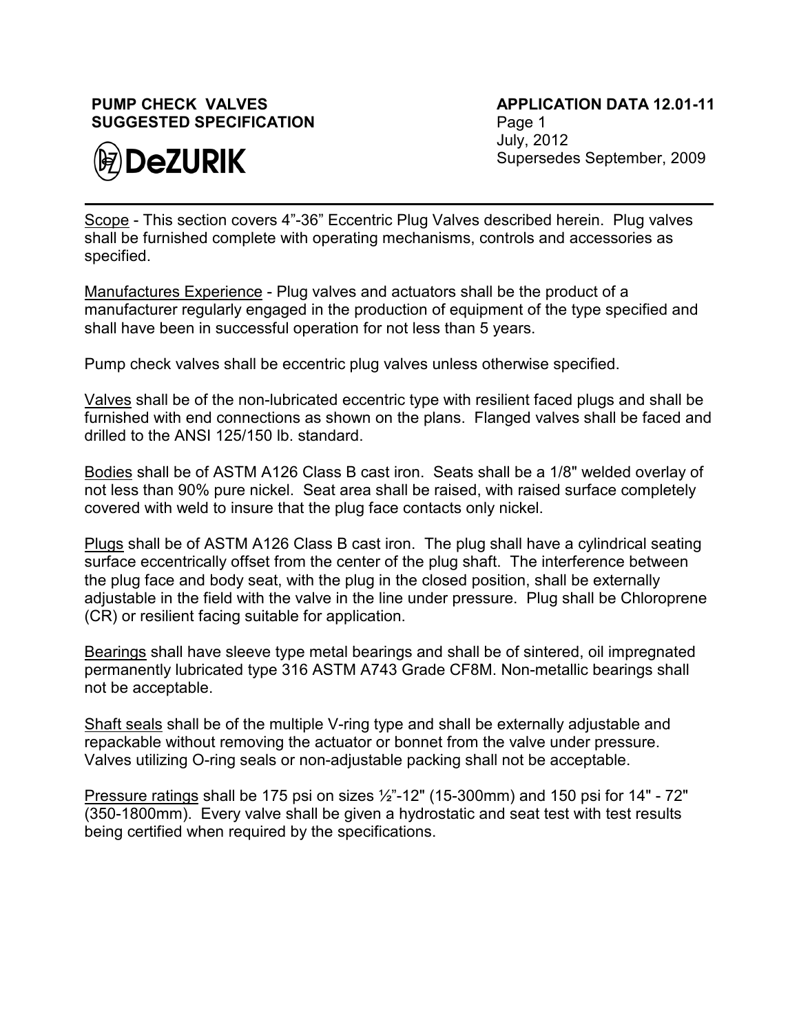**PUMP CHECK VALVES**
**SUGGESTED SPECIFICATION**

DeZURIK

**APPLICATION DATA 12.01-11**
Page 1
July, 2012
Supersedes September, 2009

---

Scope - This section covers 4"-36" Eccentric Plug Valves described herein. Plug valves shall be furnished complete with operating mechanisms, controls and accessories as specified.

Manufactures Experience - Plug valves and actuators shall be the product of a manufacturer regularly engaged in the production of equipment of the type specified and shall have been in successful operation for not less than 5 years.

Pump check valves shall be eccentric plug valves unless otherwise specified.

Valves shall be of the non-lubricated eccentric type with resilient faced plugs and shall be furnished with end connections as shown on the plans. Flanged valves shall be faced and drilled to the ANSI 125/150 lb. standard.

Bodies shall be of ASTM A126 Class B cast iron. Seats shall be a 1/8" welded overlay of not less than 90% pure nickel. Seat area shall be raised, with raised surface completely covered with weld to insure that the plug face contacts only nickel.

Plugs shall be of ASTM A126 Class B cast iron. The plug shall have a cylindrical seating surface eccentrically offset from the center of the plug shaft. The interference between the plug face and body seat, with the plug in the closed position, shall be externally adjustable in the field with the valve in the line under pressure. Plug shall be Chloroprene (CR) or resilient facing suitable for application.

Bearings shall have sleeve type metal bearings and shall be of sintered, oil impregnated permanently lubricated type 316 ASTM A743 Grade CF8M. Non-metallic bearings shall not be acceptable.

Shaft seals shall be of the multiple V-ring type and shall be externally adjustable and repackable without removing the actuator or bonnet from the valve under pressure. Valves utilizing O-ring seals or non-adjustable packing shall not be acceptable.

Pressure ratings shall be 175 psi on sizes ½"-12" (15-300mm) and 150 psi for 14" - 72" (350-1800mm). Every valve shall be given a hydrostatic and seat test with test results being certified when required by the specifications.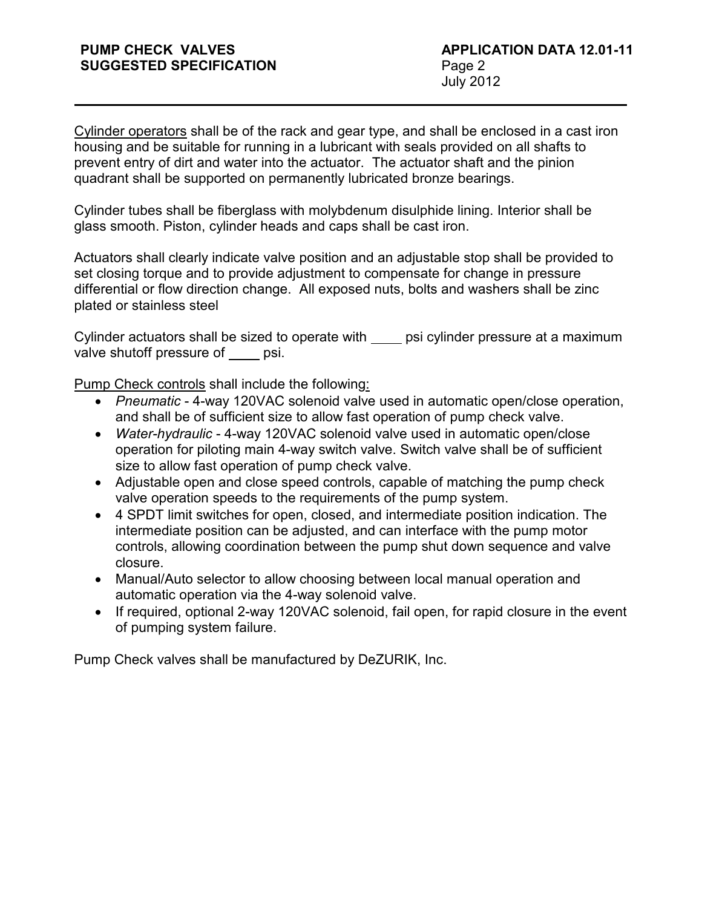<u>Cylinder operators</u> shall be of the rack and gear type, and shall be enclosed in a cast iron housing and be suitable for running in a lubricant with seals provided on all shafts to prevent entry of dirt and water into the actuator. The actuator shaft and the pinion quadrant shall be supported on permanently lubricated bronze bearings.

Cylinder tubes shall be fiberglass with molybdenum disulphide lining. Interior shall be glass smooth. Piston, cylinder heads and caps shall be cast iron.

Actuators shall clearly indicate valve position and an adjustable stop shall be provided to set closing torque and to provide adjustment to compensate for change in pressure differential or flow direction change. All exposed nuts, bolts and washers shall be zinc plated or stainless steel

Cylinder actuators shall be sized to operate with ____ psi cylinder pressure at a maximum valve shutoff pressure of ____ psi.

<u>Pump Check controls</u> shall include the following:

- *Pneumatic* - 4-way 120VAC solenoid valve used in automatic open/close operation, and shall be of sufficient size to allow fast operation of pump check valve.
- *Water-hydraulic* - 4-way 120VAC solenoid valve used in automatic open/close operation for piloting main 4-way switch valve. Switch valve shall be of sufficient size to allow fast operation of pump check valve.
- Adjustable open and close speed controls, capable of matching the pump check valve operation speeds to the requirements of the pump system.
- 4 SPDT limit switches for open, closed, and intermediate position indication. The intermediate position can be adjusted, and can interface with the pump motor controls, allowing coordination between the pump shut down sequence and valve closure.
- Manual/Auto selector to allow choosing between local manual operation and automatic operation via the 4-way solenoid valve.
- If required, optional 2-way 120VAC solenoid, fail open, for rapid closure in the event of pumping system failure.

Pump Check valves shall be manufactured by DeZURIK, Inc.